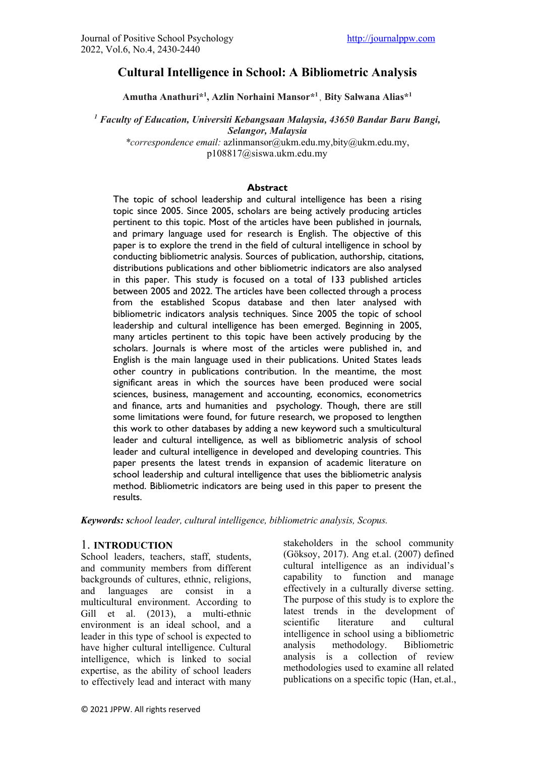# Cultural Intelligence in School: A Bibliometric Analysis

**Amutha Anathuri*[1], Azlin Norhaini Mansor*[1], Bity Salwana Alias*[1]**

[1] *Faculty of Education, Universiti Kebangsaan Malaysia, 43650 Bandar Baru Bangi, Selangor, Malaysia*

*\*correspondence email:* azlinmansor@ukm.edu.my,bity@ukm.edu.my, p108817@siswa.ukm.edu.my

## Abstract

The topic of school leadership and cultural intelligence has been a rising topic since 2005. Since 2005, scholars are being actively producing articles pertinent to this topic. Most of the articles have been published in journals, and primary language used for research is English. The objective of this paper is to explore the trend in the field of cultural intelligence in school by conducting bibliometric analysis. Sources of publication, authorship, citations, distributions publications and other bibliometric indicators are also analysed in this paper. This study is focused on a total of 133 published articles between 2005 and 2022. The articles have been collected through a process from the established Scopus database and then later analysed with bibliometric indicators analysis techniques. Since 2005 the topic of school leadership and cultural intelligence has been emerged. Beginning in 2005, many articles pertinent to this topic have been actively producing by the scholars. Journals is where most of the articles were published in, and English is the main language used in their publications. United States leads other country in publications contribution. In the meantime, the most significant areas in which the sources have been produced were social sciences, business, management and accounting, economics, econometrics and finance, arts and humanities and psychology. Though, there are still some limitations were found, for future research, we proposed to lengthen this work to other databases by adding a new keyword such a smulticultural leader and cultural intelligence, as well as bibliometric analysis of school leader and cultural intelligence in developed and developing countries. This paper presents the latest trends in expansion of academic literature on school leadership and cultural intelligence that uses the bibliometric analysis method. Bibliometric indicators are being used in this paper to present the results.

***Keywords:*** *school leader, cultural intelligence, bibliometric analysis, Scopus.*

## 1. INTRODUCTION

School leaders, teachers, staff, students, and community members from different backgrounds of cultures, ethnic, religions, and languages are consist in a multicultural environment. According to Gill et al. (2013), a multi-ethnic environment is an ideal school, and a leader in this type of school is expected to have higher cultural intelligence. Cultural intelligence, which is linked to social expertise, as the ability of school leaders to effectively lead and interact with many stakeholders in the school community (Göksoy, 2017). Ang et.al. (2007) defined cultural intelligence as an individual's capability to function and manage effectively in a culturally diverse setting. The purpose of this study is to explore the latest trends in the development of scientific literature and cultural intelligence in school using a bibliometric analysis methodology. Bibliometric analysis is a collection of review methodologies used to examine all related publications on a specific topic (Han, et.al.,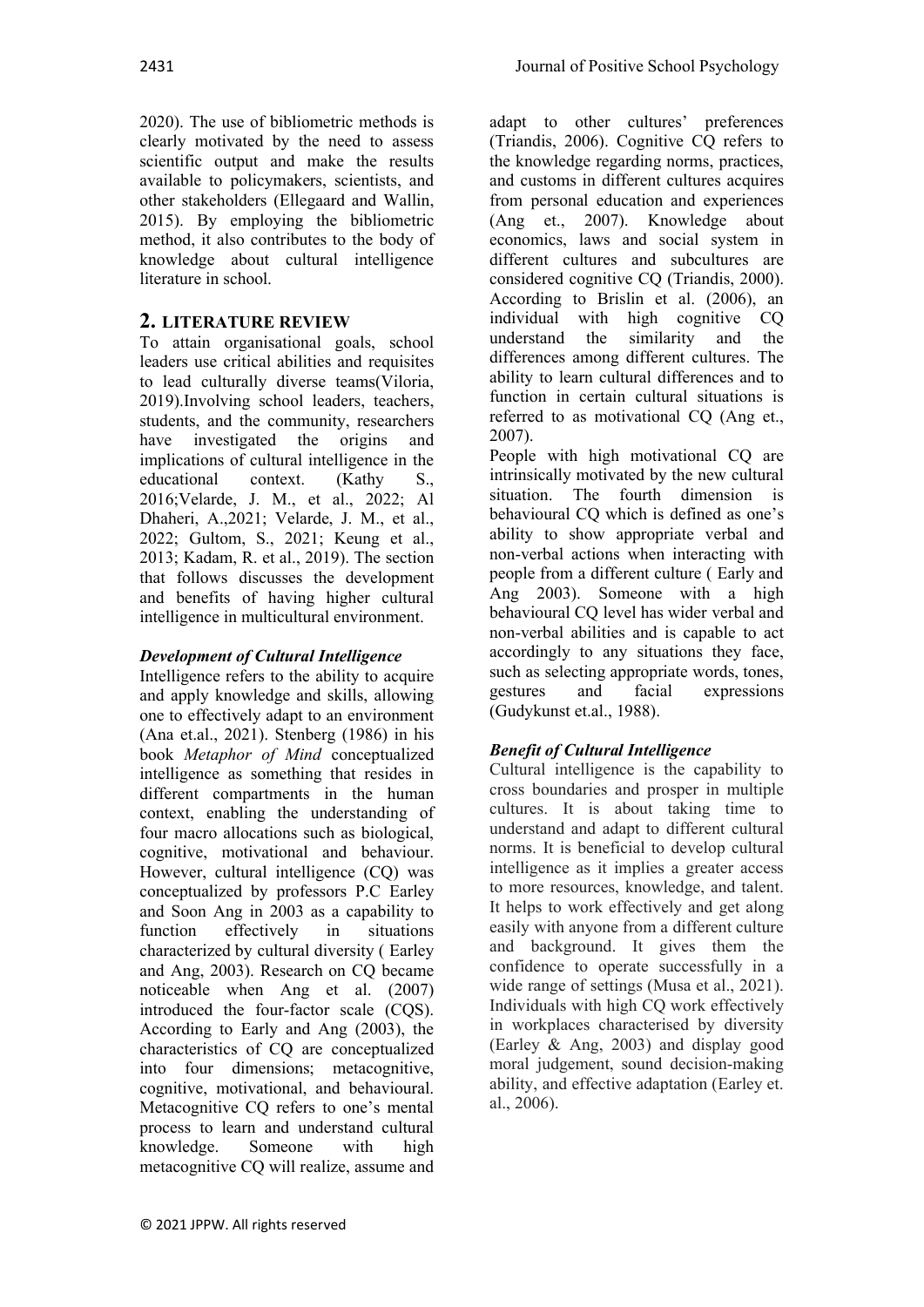2020). The use of bibliometric methods is clearly motivated by the need to assess scientific output and make the results available to policymakers, scientists, and other stakeholders (Ellegaard and Wallin, 2015). By employing the bibliometric method, it also contributes to the body of knowledge about cultural intelligence literature in school.

## 2. LITERATURE REVIEW

To attain organisational goals, school leaders use critical abilities and requisites to lead culturally diverse teams(Viloria, 2019).Involving school leaders, teachers, students, and the community, researchers have investigated the origins and implications of cultural intelligence in the educational context. (Kathy S., 2016;Velarde, J. M., et al., 2022; Al Dhaheri, A.,2021; Velarde, J. M., et al., 2022; Gultom, S., 2021; Keung et al., 2013; Kadam, R. et al., 2019). The section that follows discusses the development and benefits of having higher cultural intelligence in multicultural environment.

***Development of Cultural Intelligence***

Intelligence refers to the ability to acquire and apply knowledge and skills, allowing one to effectively adapt to an environment (Ana et.al., 2021). Stenberg (1986) in his book *Metaphor of Mind* conceptualized intelligence as something that resides in different compartments in the human context, enabling the understanding of four macro allocations such as biological, cognitive, motivational and behaviour. However, cultural intelligence (CQ) was conceptualized by professors P.C Earley and Soon Ang in 2003 as a capability to function effectively in situations characterized by cultural diversity ( Earley and Ang, 2003). Research on CQ became noticeable when Ang et al. (2007) introduced the four-factor scale (CQS). According to Early and Ang (2003), the characteristics of CQ are conceptualized into four dimensions; metacognitive, cognitive, motivational, and behavioural. Metacognitive CQ refers to one's mental process to learn and understand cultural knowledge. Someone with high metacognitive CQ will realize, assume and adapt to other cultures' preferences (Triandis, 2006). Cognitive CQ refers to the knowledge regarding norms, practices, and customs in different cultures acquires from personal education and experiences (Ang et., 2007). Knowledge about economics, laws and social system in different cultures and subcultures are considered cognitive CQ (Triandis, 2000). According to Brislin et al. (2006), an individual with high cognitive CQ understand the similarity and the differences among different cultures. The ability to learn cultural differences and to function in certain cultural situations is referred to as motivational CQ (Ang et., 2007).

People with high motivational CQ are intrinsically motivated by the new cultural situation. The fourth dimension is behavioural CQ which is defined as one's ability to show appropriate verbal and non-verbal actions when interacting with people from a different culture ( Early and Ang 2003). Someone with a high behavioural CQ level has wider verbal and non-verbal abilities and is capable to act accordingly to any situations they face, such as selecting appropriate words, tones, gestures and facial expressions (Gudykunst et.al., 1988).

***Benefit of Cultural Intelligence***

Cultural intelligence is the capability to cross boundaries and prosper in multiple cultures. It is about taking time to understand and adapt to different cultural norms. It is beneficial to develop cultural intelligence as it implies a greater access to more resources, knowledge, and talent. It helps to work effectively and get along easily with anyone from a different culture and background. It gives them the confidence to operate successfully in a wide range of settings (Musa et al., 2021). Individuals with high CQ work effectively in workplaces characterised by diversity (Earley & Ang, 2003) and display good moral judgement, sound decision-making ability, and effective adaptation (Earley et. al., 2006).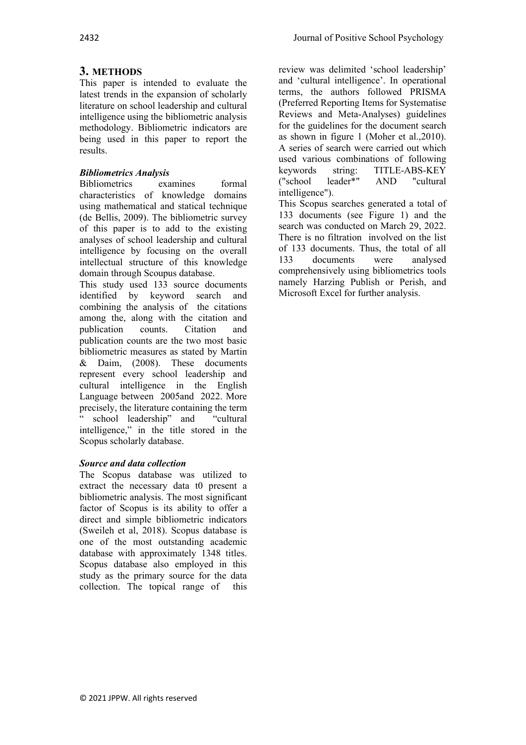## 3. METHODS

This paper is intended to evaluate the latest trends in the expansion of scholarly literature on school leadership and cultural intelligence using the bibliometric analysis methodology. Bibliometric indicators are being used in this paper to report the results.

### *Bibliometrics Analysis*

Bibliometrics examines formal characteristics of knowledge domains using mathematical and statical technique (de Bellis, 2009). The bibliometric survey of this paper is to add to the existing analyses of school leadership and cultural intelligence by focusing on the overall intellectual structure of this knowledge domain through Scoupus database.

This study used 133 source documents identified by keyword search and combining the analysis of the citations among the, along with the citation and publication counts. Citation and publication counts are the two most basic bibliometric measures as stated by Martin & Daim, (2008). These documents represent every school leadership and cultural intelligence in the English Language between 2005and 2022. More precisely, the literature containing the term " school leadership" and "cultural intelligence," in the title stored in the Scopus scholarly database.

### *Source and data collection*

The Scopus database was utilized to extract the necessary data t0 present a bibliometric analysis. The most significant factor of Scopus is its ability to offer a direct and simple bibliometric indicators (Sweileh et al, 2018). Scopus database is one of the most outstanding academic database with approximately 1348 titles. Scopus database also employed in this study as the primary source for the data collection. The topical range of this review was delimited 'school leadership' and 'cultural intelligence'. In operational terms, the authors followed PRISMA (Preferred Reporting Items for Systematise Reviews and Meta-Analyses) guidelines for the guidelines for the document search as shown in figure 1 (Moher et al.,2010). A series of search were carried out which used various combinations of following keywords string: TITLE-ABS-KEY ("school leader*" AND "cultural intelligence").

This Scopus searches generated a total of 133 documents (see Figure 1) and the search was conducted on March 29, 2022. There is no filtration involved on the list of 133 documents. Thus, the total of all 133 documents were analysed comprehensively using bibliometrics tools namely Harzing Publish or Perish, and Microsoft Excel for further analysis.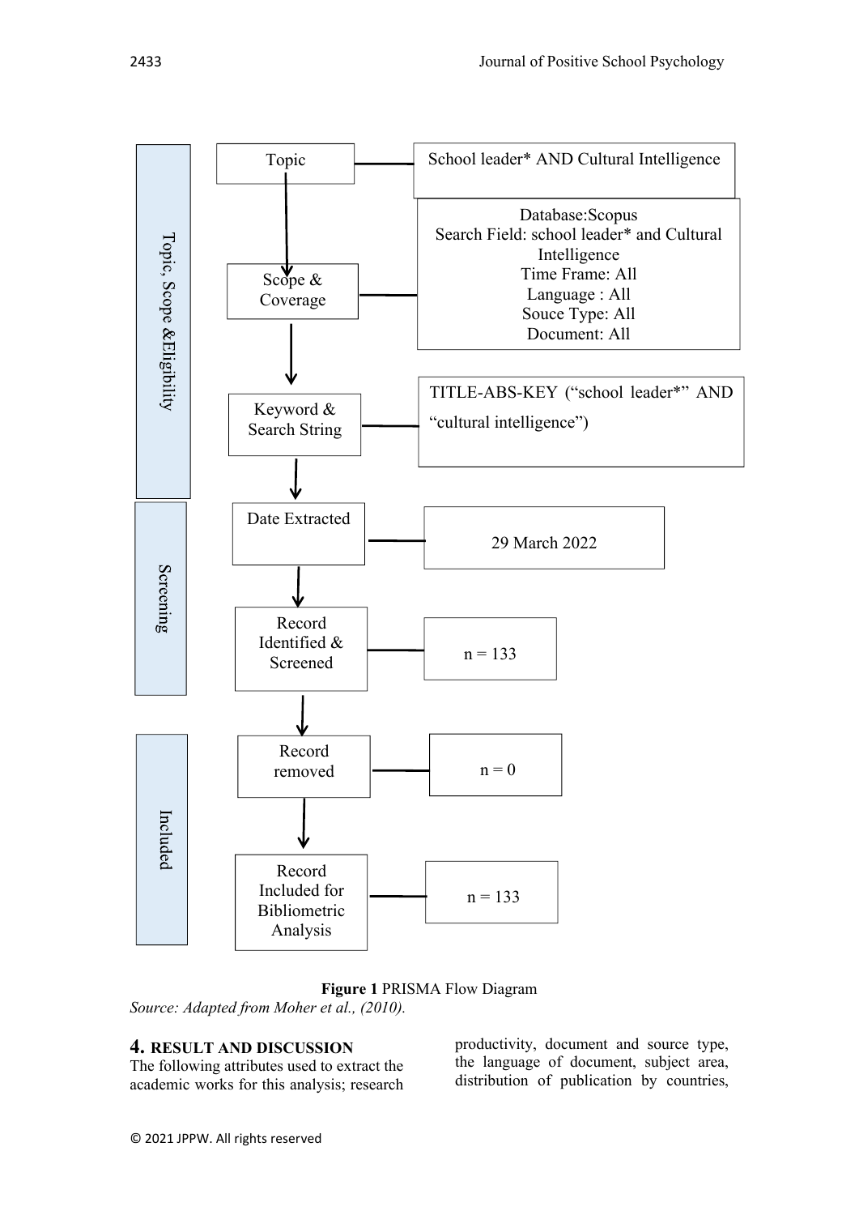| Stage | Step | Details |
| --- | --- | --- |
| Topic, Scope &Eligibility | Topic | School leader* AND Cultural Intelligence |
| | Scope & Coverage | Database:Scopus<br>Search Field: school leader* and Cultural Intelligence<br>Time Frame: All<br>Language : All<br>Souce Type: All<br>Document: All |
| | Keyword & Search String | TITLE-ABS-KEY ("school leader*" AND "cultural intelligence") |
| Screening | Date Extracted | 29 March 2022 |
| | Record Identified & Screened | n = 133 |
| Included | Record removed | n = 0 |
| | Record Included for Bibliometric Analysis | n = 133 |

**Figure 1** PRISMA Flow Diagram

*Source: Adapted from Moher et al., (2010).*

## 4. RESULT AND DISCUSSION

The following attributes used to extract the academic works for this analysis; research productivity, document and source type, the language of document, subject area, distribution of publication by countries,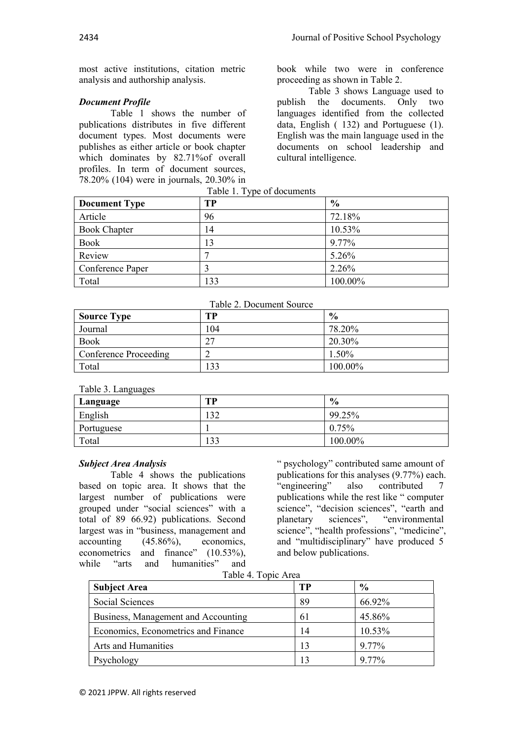most active institutions, citation metric analysis and authorship analysis.

### *Document Profile*

Table 1 shows the number of publications distributes in five different document types. Most documents were publishes as either article or book chapter which dominates by 82.71%of overall profiles. In term of document sources, 78.20% (104) were in journals, 20.30% in book while two were in conference proceeding as shown in Table 2.

Table 3 shows Language used to publish the documents. Only two languages identified from the collected data, English ( 132) and Portuguese (1). English was the main language used in the documents on school leadership and cultural intelligence.

Table 1. Type of documents

| Document Type | TP | % |
|---|---|---|
| Article | 96 | 72.18% |
| Book Chapter | 14 | 10.53% |
| Book | 13 | 9.77% |
| Review | 7 | 5.26% |
| Conference Paper | 3 | 2.26% |
| Total | 133 | 100.00% |

Table 2. Document Source

| Source Type | TP | % |
|---|---|---|
| Journal | 104 | 78.20% |
| Book | 27 | 20.30% |
| Conference Proceeding | 2 | 1.50% |
| Total | 133 | 100.00% |

Table 3. Languages

| Language | TP | % |
|---|---|---|
| English | 132 | 99.25% |
| Portuguese | 1 | 0.75% |
| Total | 133 | 100.00% |

### *Subject Area Analysis*

Table 4 shows the publications based on topic area. It shows that the largest number of publications were grouped under "social sciences" with a total of 89 66.92) publications. Second largest was in "business, management and accounting (45.86%), economics, econometrics and finance" (10.53%), while "arts and humanities" and " psychology" contributed same amount of publications for this analyses (9.77%) each. "engineering" also contributed 7 publications while the rest like " computer science", "decision sciences", "earth and planetary sciences", "environmental science", "health professions", "medicine", and "multidisciplinary" have produced 5 and below publications.

Table 4. Topic Area

| Subject Area | TP | % |
|---|---|---|
| Social Sciences | 89 | 66.92% |
| Business, Management and Accounting | 61 | 45.86% |
| Economics, Econometrics and Finance | 14 | 10.53% |
| Arts and Humanities | 13 | 9.77% |
| Psychology | 13 | 9.77% |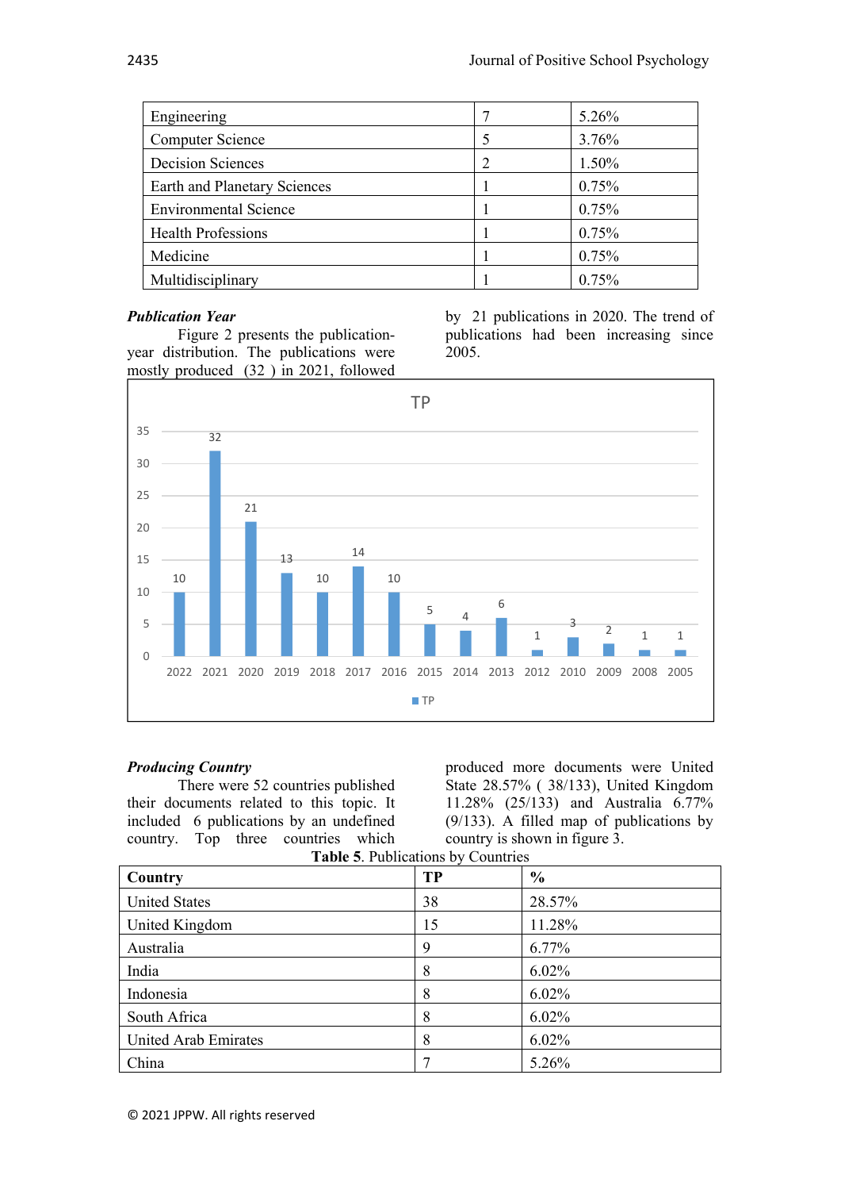| Engineering | 7 | 5.26% |
|---|---|---|
| Computer Science | 5 | 3.76% |
| Decision Sciences | 2 | 1.50% |
| Earth and Planetary Sciences | 1 | 0.75% |
| Environmental Science | 1 | 0.75% |
| Health Professions | 1 | 0.75% |
| Medicine | 1 | 0.75% |
| Multidisciplinary | 1 | 0.75% |

***Publication Year***

Figure 2 presents the publication-year distribution. The publications were mostly produced (32 ) in 2021, followed by 21 publications in 2020. The trend of publications had been increasing since 2005.

***Producing Country***

There were 52 countries published their documents related to this topic. It included 6 publications by an undefined country. Top three countries which produced more documents were United State 28.57% ( 38/133), United Kingdom 11.28% (25/133) and Australia 6.77% (9/133). A filled map of publications by country is shown in figure 3.

**Table 5**. Publications by Countries

| Country | TP | % |
|---|---|---|
| United States | 38 | 28.57% |
| United Kingdom | 15 | 11.28% |
| Australia | 9 | 6.77% |
| India | 8 | 6.02% |
| Indonesia | 8 | 6.02% |
| South Africa | 8 | 6.02% |
| United Arab Emirates | 8 | 6.02% |
| China | 7 | 5.26% |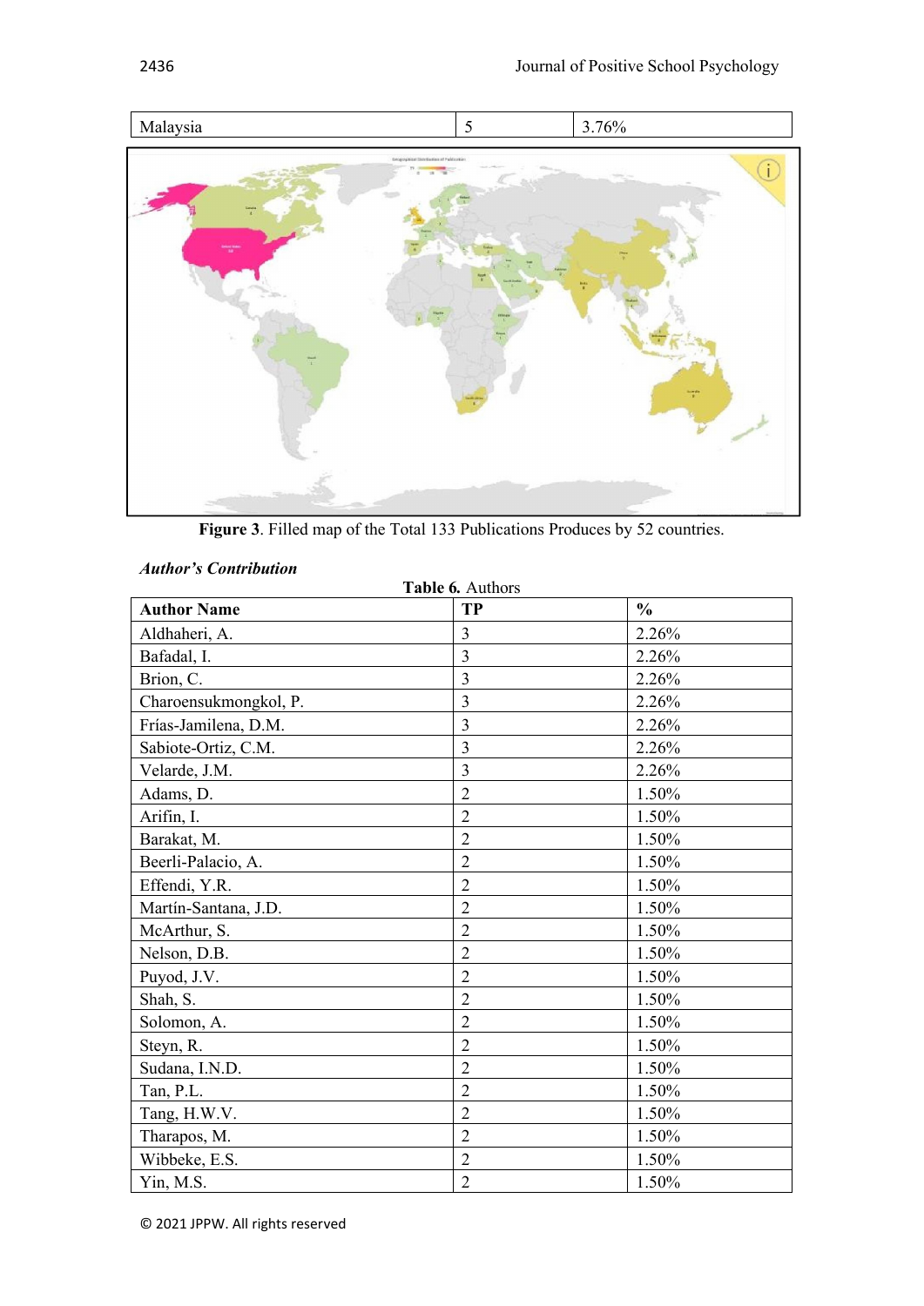| Malaysia | 5 | 3.76% |
|---|---|---|

**Figure 3**. Filled map of the Total 133 Publications Produces by 52 countries.

### *Author's Contribution*

**Table 6.** Authors

| Author Name | TP | % |
|---|---|---|
| Aldhaheri, A. | 3 | 2.26% |
| Bafadal, I. | 3 | 2.26% |
| Brion, C. | 3 | 2.26% |
| Charoensukmongkol, P. | 3 | 2.26% |
| Frías-Jamilena, D.M. | 3 | 2.26% |
| Sabiote-Ortiz, C.M. | 3 | 2.26% |
| Velarde, J.M. | 3 | 2.26% |
| Adams, D. | 2 | 1.50% |
| Arifin, I. | 2 | 1.50% |
| Barakat, M. | 2 | 1.50% |
| Beerli-Palacio, A. | 2 | 1.50% |
| Effendi, Y.R. | 2 | 1.50% |
| Martín-Santana, J.D. | 2 | 1.50% |
| McArthur, S. | 2 | 1.50% |
| Nelson, D.B. | 2 | 1.50% |
| Puyod, J.V. | 2 | 1.50% |
| Shah, S. | 2 | 1.50% |
| Solomon, A. | 2 | 1.50% |
| Steyn, R. | 2 | 1.50% |
| Sudana, I.N.D. | 2 | 1.50% |
| Tan, P.L. | 2 | 1.50% |
| Tang, H.W.V. | 2 | 1.50% |
| Tharapos, M. | 2 | 1.50% |
| Wibbeke, E.S. | 2 | 1.50% |
| Yin, M.S. | 2 | 1.50% |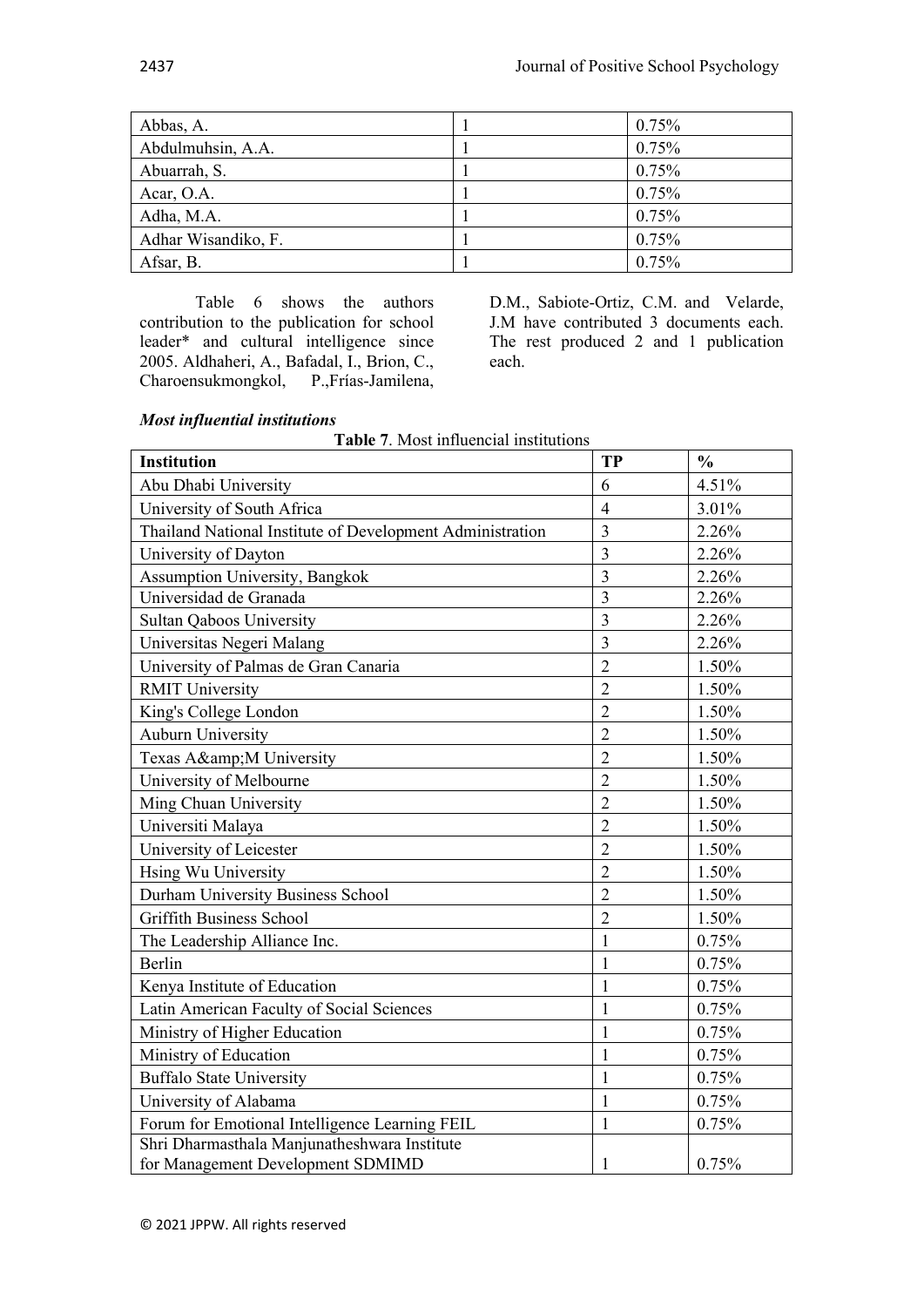| | | |
|---|---|---|
| Abbas, A. | 1 | 0.75% |
| Abdulmuhsin, A.A. | 1 | 0.75% |
| Abuarrah, S. | 1 | 0.75% |
| Acar, O.A. | 1 | 0.75% |
| Adha, M.A. | 1 | 0.75% |
| Adhar Wisandiko, F. | 1 | 0.75% |
| Afsar, B. | 1 | 0.75% |

Table 6 shows the authors contribution to the publication for school leader* and cultural intelligence since 2005. Aldhaheri, A., Bafadal, I., Brion, C., Charoensukmongkol, P.,Frías-Jamilena, D.M., Sabiote-Ortiz, C.M. and Velarde, J.M have contributed 3 documents each. The rest produced 2 and 1 publication each.

***Most influential institutions***

**Table 7**. Most influencial institutions

| Institution | TP | % |
|---|---|---|
| Abu Dhabi University | 6 | 4.51% |
| University of South Africa | 4 | 3.01% |
| Thailand National Institute of Development Administration | 3 | 2.26% |
| University of Dayton | 3 | 2.26% |
| Assumption University, Bangkok | 3 | 2.26% |
| Universidad de Granada | 3 | 2.26% |
| Sultan Qaboos University | 3 | 2.26% |
| Universitas Negeri Malang | 3 | 2.26% |
| University of Palmas de Gran Canaria | 2 | 1.50% |
| RMIT University | 2 | 1.50% |
| King's College London | 2 | 1.50% |
| Auburn University | 2 | 1.50% |
| Texas A&amp;M University | 2 | 1.50% |
| University of Melbourne | 2 | 1.50% |
| Ming Chuan University | 2 | 1.50% |
| Universiti Malaya | 2 | 1.50% |
| University of Leicester | 2 | 1.50% |
| Hsing Wu University | 2 | 1.50% |
| Durham University Business School | 2 | 1.50% |
| Griffith Business School | 2 | 1.50% |
| The Leadership Alliance Inc. | 1 | 0.75% |
| Berlin | 1 | 0.75% |
| Kenya Institute of Education | 1 | 0.75% |
| Latin American Faculty of Social Sciences | 1 | 0.75% |
| Ministry of Higher Education | 1 | 0.75% |
| Ministry of Education | 1 | 0.75% |
| Buffalo State University | 1 | 0.75% |
| University of Alabama | 1 | 0.75% |
| Forum for Emotional Intelligence Learning FEIL | 1 | 0.75% |
| Shri Dharmasthala Manjunatheshwara Institute for Management Development SDMIMD | 1 | 0.75% |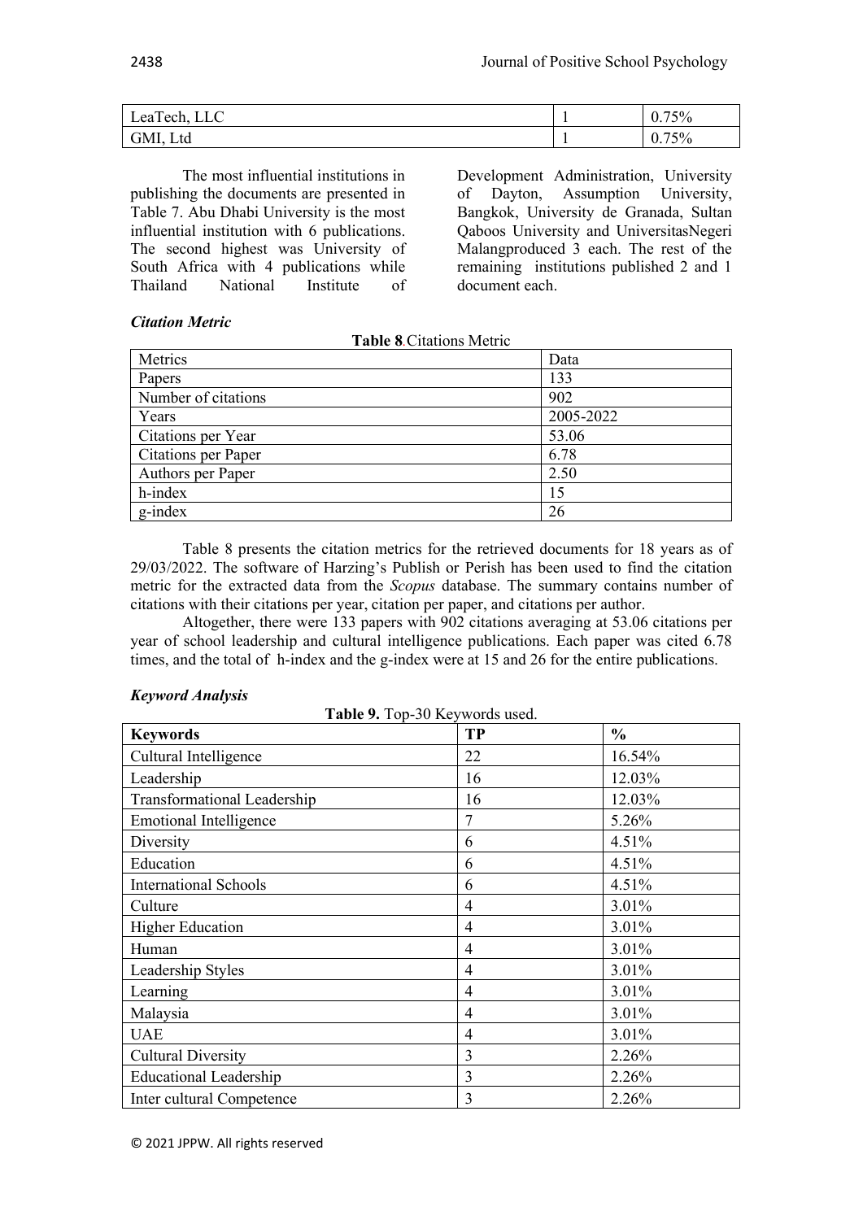| LeaTech, LLC | 1 | 0.75% |
|---|---|---|
| GMI, Ltd | 1 | 0.75% |

The most influential institutions in publishing the documents are presented in Table 7. Abu Dhabi University is the most influential institution with 6 publications. The second highest was University of South Africa with 4 publications while Thailand National Institute of Development Administration, University of Dayton, Assumption University, Bangkok, University de Granada, Sultan Qaboos University and UniversitasNegeri Malangproduced 3 each. The rest of the remaining institutions published 2 and 1 document each.

***Citation Metric***

**Table 8**.Citations Metric

| Metrics | Data |
|---|---|
| Papers | 133 |
| Number of citations | 902 |
| Years | 2005-2022 |
| Citations per Year | 53.06 |
| Citations per Paper | 6.78 |
| Authors per Paper | 2.50 |
| h-index | 15 |
| g-index | 26 |

Table 8 presents the citation metrics for the retrieved documents for 18 years as of 29/03/2022. The software of Harzing's Publish or Perish has been used to find the citation metric for the extracted data from the *Scopus* database. The summary contains number of citations with their citations per year, citation per paper, and citations per author.

Altogether, there were 133 papers with 902 citations averaging at 53.06 citations per year of school leadership and cultural intelligence publications. Each paper was cited 6.78 times, and the total of h-index and the g-index were at 15 and 26 for the entire publications.

***Keyword Analysis***

**Table 9.** Top-30 Keywords used.

| **Keywords** | **TP** | **%** |
|---|---|---|
| Cultural Intelligence | 22 | 16.54% |
| Leadership | 16 | 12.03% |
| Transformational Leadership | 16 | 12.03% |
| Emotional Intelligence | 7 | 5.26% |
| Diversity | 6 | 4.51% |
| Education | 6 | 4.51% |
| International Schools | 6 | 4.51% |
| Culture | 4 | 3.01% |
| Higher Education | 4 | 3.01% |
| Human | 4 | 3.01% |
| Leadership Styles | 4 | 3.01% |
| Learning | 4 | 3.01% |
| Malaysia | 4 | 3.01% |
| UAE | 4 | 3.01% |
| Cultural Diversity | 3 | 2.26% |
| Educational Leadership | 3 | 2.26% |
| Inter cultural Competence | 3 | 2.26% |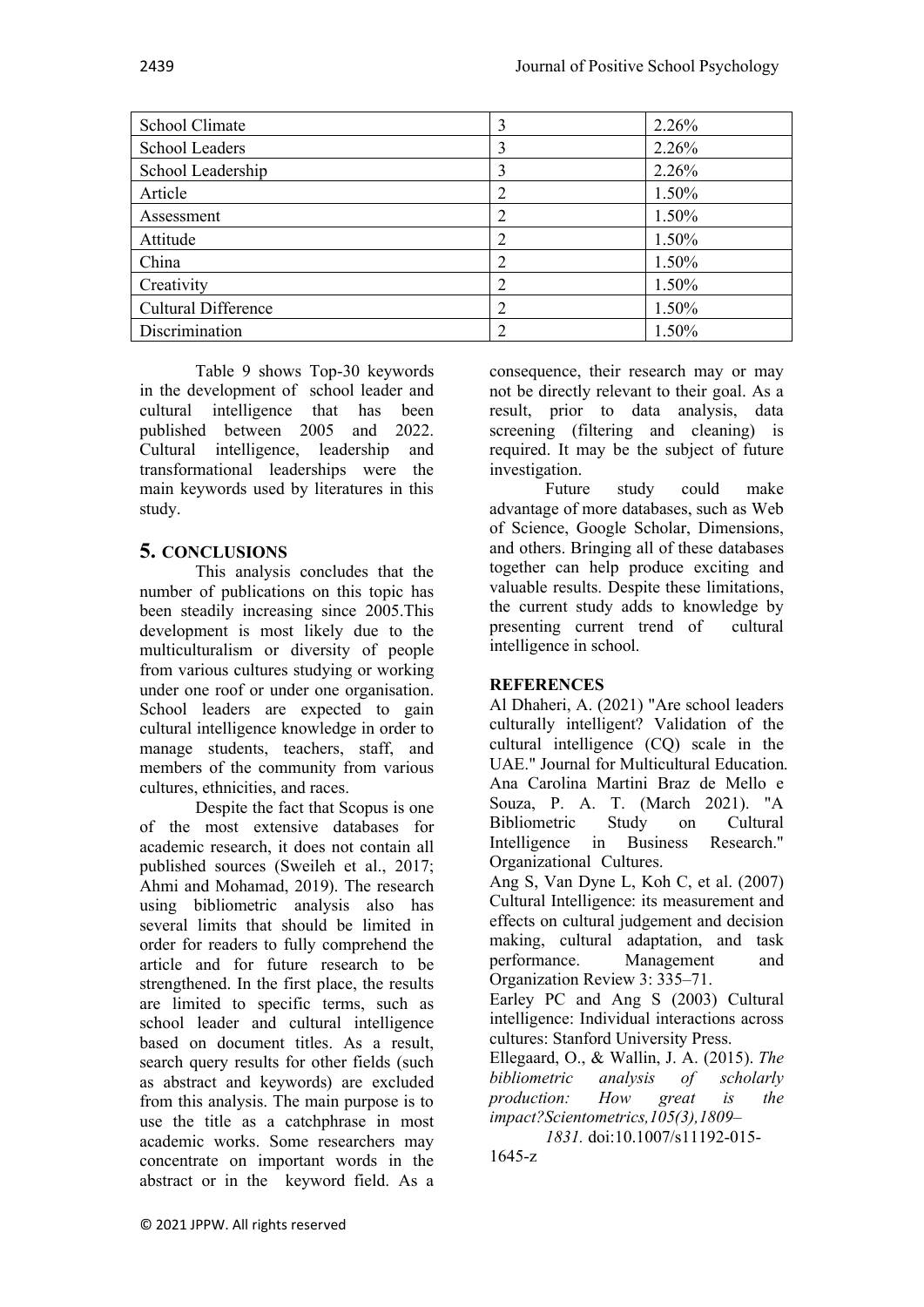| School Climate | 3 | 2.26% |
|---|---|---|
| School Leaders | 3 | 2.26% |
| School Leadership | 3 | 2.26% |
| Article | 2 | 1.50% |
| Assessment | 2 | 1.50% |
| Attitude | 2 | 1.50% |
| China | 2 | 1.50% |
| Creativity | 2 | 1.50% |
| Cultural Difference | 2 | 1.50% |
| Discrimination | 2 | 1.50% |

Table 9 shows Top-30 keywords in the development of school leader and cultural intelligence that has been published between 2005 and 2022. Cultural intelligence, leadership and transformational leaderships were the main keywords used by literatures in this study.

## 5. CONCLUSIONS

This analysis concludes that the number of publications on this topic has been steadily increasing since 2005.This development is most likely due to the multiculturalism or diversity of people from various cultures studying or working under one roof or under one organisation. School leaders are expected to gain cultural intelligence knowledge in order to manage students, teachers, staff, and members of the community from various cultures, ethnicities, and races.

Despite the fact that Scopus is one of the most extensive databases for academic research, it does not contain all published sources (Sweileh et al., 2017; Ahmi and Mohamad, 2019). The research using bibliometric analysis also has several limits that should be limited in order for readers to fully comprehend the article and for future research to be strengthened. In the first place, the results are limited to specific terms, such as school leader and cultural intelligence based on document titles. As a result, search query results for other fields (such as abstract and keywords) are excluded from this analysis. The main purpose is to use the title as a catchphrase in most academic works. Some researchers may concentrate on important words in the abstract or in the keyword field. As a consequence, their research may or may not be directly relevant to their goal. As a result, prior to data analysis, data screening (filtering and cleaning) is required. It may be the subject of future investigation.

Future study could make advantage of more databases, such as Web of Science, Google Scholar, Dimensions, and others. Bringing all of these databases together can help produce exciting and valuable results. Despite these limitations, the current study adds to knowledge by presenting current trend of cultural intelligence in school.

## REFERENCES

Al Dhaheri, A. (2021) "Are school leaders culturally intelligent? Validation of the cultural intelligence (CQ) scale in the UAE." Journal for Multicultural Education.

Ana Carolina Martini Braz de Mello e Souza, P. A. T. (March 2021). "A Bibliometric Study on Cultural Intelligence in Business Research." Organizational Cultures.

Ang S, Van Dyne L, Koh C, et al. (2007) Cultural Intelligence: its measurement and effects on cultural judgement and decision making, cultural adaptation, and task performance. Management and Organization Review 3: 335–71.

Earley PC and Ang S (2003) Cultural intelligence: Individual interactions across cultures: Stanford University Press.

Ellegaard, O., & Wallin, J. A. (2015). *The bibliometric analysis of scholarly production: How great is the impact?Scientometrics,105(3),1809–1831.* doi:10.1007/s11192-015-1645-z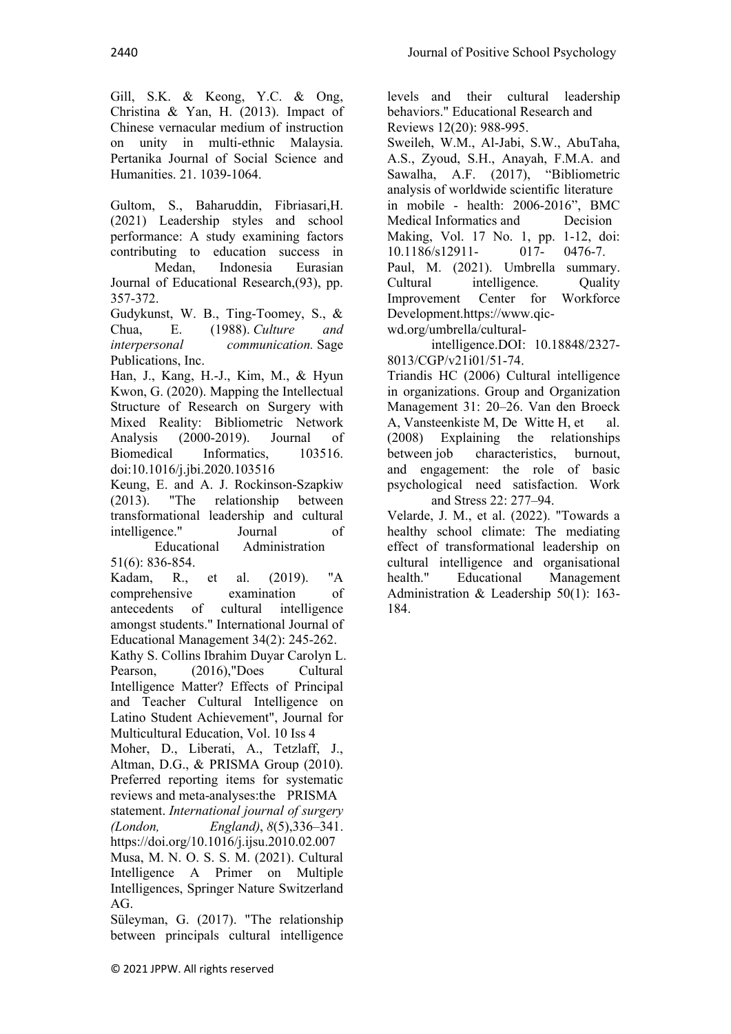Gill, S.K. & Keong, Y.C. & Ong, Christina & Yan, H. (2013). Impact of Chinese vernacular medium of instruction on unity in multi-ethnic Malaysia. Pertanika Journal of Social Science and Humanities. 21. 1039-1064.

Gultom, S., Baharuddin, Fibriasari,H. (2021) Leadership styles and school performance: A study examining factors contributing to education success in Medan, Indonesia Eurasian Journal of Educational Research,(93), pp. 357-372.

Gudykunst, W. B., Ting-Toomey, S., & Chua, E. (1988). *Culture and interpersonal communication.* Sage Publications, Inc.

Han, J., Kang, H.-J., Kim, M., & Hyun Kwon, G. (2020). Mapping the Intellectual Structure of Research on Surgery with Mixed Reality: Bibliometric Network Analysis (2000-2019). Journal of Biomedical Informatics, 103516. doi:10.1016/j.jbi.2020.103516

Keung, E. and A. J. Rockinson-Szapkiw (2013). "The relationship between transformational leadership and cultural intelligence." Journal of Educational Administration 51(6): 836-854.

Kadam, R., et al. (2019). "A comprehensive examination of antecedents of cultural intelligence amongst students." International Journal of Educational Management 34(2): 245-262.

Kathy S. Collins Ibrahim Duyar Carolyn L. Pearson, (2016),"Does Cultural Intelligence Matter? Effects of Principal and Teacher Cultural Intelligence on Latino Student Achievement", Journal for Multicultural Education, Vol. 10 Iss 4

Moher, D., Liberati, A., Tetzlaff, J., Altman, D.G., & PRISMA Group (2010). Preferred reporting items for systematic reviews and meta-analyses:the PRISMA statement. *International journal of surgery (London, England)*, *8*(5),336–341. https://doi.org/10.1016/j.ijsu.2010.02.007

Musa, M. N. O. S. S. M. (2021). Cultural Intelligence A Primer on Multiple Intelligences, Springer Nature Switzerland AG.

Süleyman, G. (2017). "The relationship between principals cultural intelligence levels and their cultural leadership behaviors." Educational Research and Reviews 12(20): 988-995.

Sweileh, W.M., Al-Jabi, S.W., AbuTaha, A.S., Zyoud, S.H., Anayah, F.M.A. and Sawalha, A.F. (2017), "Bibliometric analysis of worldwide scientific literature in mobile - health: 2006-2016", BMC Medical Informatics and Decision Making, Vol. 17 No. 1, pp. 1-12, doi: 10.1186/s12911- 017- 0476-7.

Paul, M. (2021). Umbrella summary. Cultural intelligence. Quality Improvement Center for Workforce Development.https://www.qic-wd.org/umbrella/cultural-intelligence.DOI: 10.18848/2327-8013/CGP/v21i01/51-74.

Triandis HC (2006) Cultural intelligence in organizations. Group and Organization Management 31: 20–26. Van den Broeck A, Vansteenkiste M, De Witte H, et al. (2008) Explaining the relationships between job characteristics, burnout, and engagement: the role of basic psychological need satisfaction. Work and Stress 22: 277–94.

Velarde, J. M., et al. (2022). "Towards a healthy school climate: The mediating effect of transformational leadership on cultural intelligence and organisational health." Educational Management Administration & Leadership 50(1): 163-184.